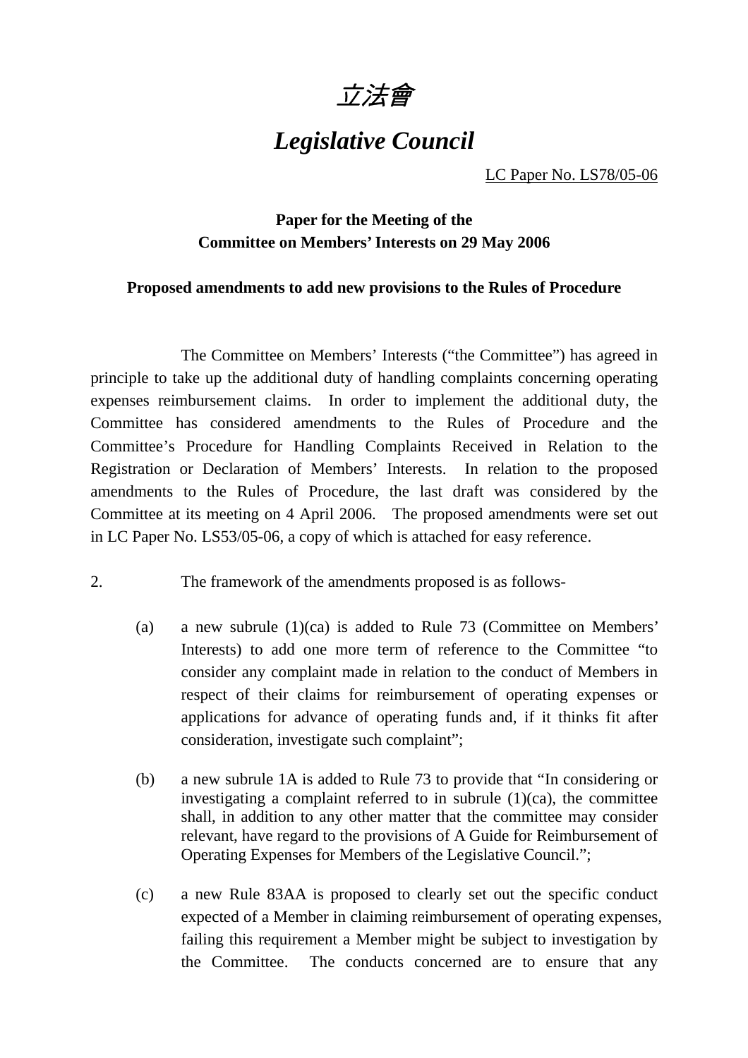# *立法會*

# *Legislative Council*

LC Paper No. LS78/05-06

**Paper for the Meeting of the Committee on Members' Interests on 29 May 2006**

**Proposed amendments to add new provisions to the Rules of Procedure**

The Committee on Members' Interests ("the Committee") has agreed in principle to take up the additional duty of handling complaints concerning operating expenses reimbursement claims. In order to implement the additional duty, the Committee has considered amendments to the Rules of Procedure and the Committee's Procedure for Handling Complaints Received in Relation to the Registration or Declaration of Members' Interests. In relation to the proposed amendments to the Rules of Procedure, the last draft was considered by the Committee at its meeting on 4 April 2006. The proposed amendments were set out in LC Paper No. LS53/05-06, a copy of which is attached for easy reference.

2. The framework of the amendments proposed is as follows-

(a) a new subrule (1)(ca) is added to Rule 73 (Committee on Members' Interests) to add one more term of reference to the Committee "to consider any complaint made in relation to the conduct of Members in respect of their claims for reimbursement of operating expenses or applications for advance of operating funds and, if it thinks fit after consideration, investigate such complaint";

(b) a new subrule 1A is added to Rule 73 to provide that "In considering or investigating a complaint referred to in subrule (1)(ca), the committee shall, in addition to any other matter that the committee may consider relevant, have regard to the provisions of A Guide for Reimbursement of Operating Expenses for Members of the Legislative Council.";

(c) a new Rule 83AA is proposed to clearly set out the specific conduct expected of a Member in claiming reimbursement of operating expenses, failing this requirement a Member might be subject to investigation by the Committee. The conducts concerned are to ensure that any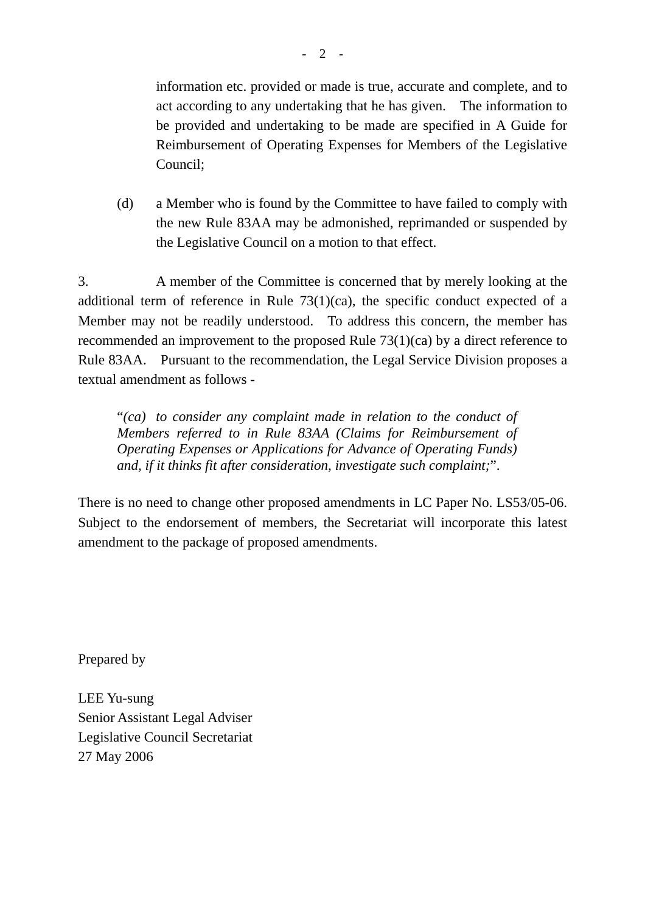information etc. provided or made is true, accurate and complete, and to act according to any undertaking that he has given. The information to be provided and undertaking to be made are specified in A Guide for Reimbursement of Operating Expenses for Members of the Legislative Council;

(d) a Member who is found by the Committee to have failed to comply with the new Rule 83AA may be admonished, reprimanded or suspended by the Legislative Council on a motion to that effect.

3. A member of the Committee is concerned that by merely looking at the additional term of reference in Rule 73(1)(ca), the specific conduct expected of a Member may not be readily understood. To address this concern, the member has recommended an improvement to the proposed Rule 73(1)(ca) by a direct reference to Rule 83AA. Pursuant to the recommendation, the Legal Service Division proposes a textual amendment as follows -

> "*(ca) to consider any complaint made in relation to the conduct of Members referred to in Rule 83AA (Claims for Reimbursement of Operating Expenses or Applications for Advance of Operating Funds) and, if it thinks fit after consideration, investigate such complaint;*".

There is no need to change other proposed amendments in LC Paper No. LS53/05-06. Subject to the endorsement of members, the Secretariat will incorporate this latest amendment to the package of proposed amendments.

Prepared by

LEE Yu-sung
Senior Assistant Legal Adviser
Legislative Council Secretariat
27 May 2006